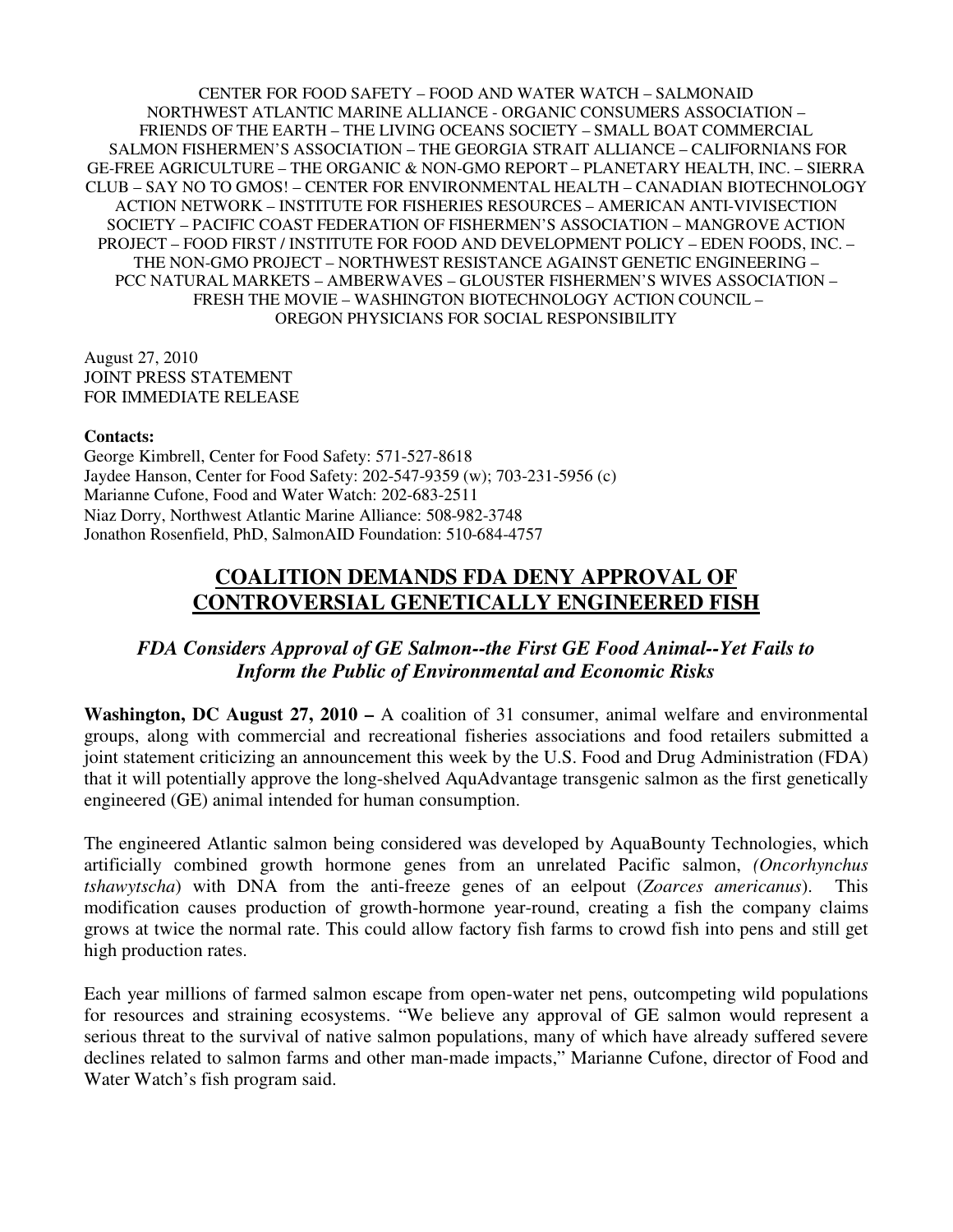CENTER FOR FOOD SAFETY – FOOD AND WATER WATCH – SALMONAID
NORTHWEST ATLANTIC MARINE ALLIANCE - ORGANIC CONSUMERS ASSOCIATION –
FRIENDS OF THE EARTH – THE LIVING OCEANS SOCIETY – SMALL BOAT COMMERCIAL
SALMON FISHERMEN'S ASSOCIATION – THE GEORGIA STRAIT ALLIANCE – CALIFORNIANS FOR
GE-FREE AGRICULTURE – THE ORGANIC & NON-GMO REPORT – PLANETARY HEALTH, INC. – SIERRA
CLUB – SAY NO TO GMOS! – CENTER FOR ENVIRONMENTAL HEALTH – CANADIAN BIOTECHNOLOGY
ACTION NETWORK – INSTITUTE FOR FISHERIES RESOURCES – AMERICAN ANTI-VIVISECTION
SOCIETY – PACIFIC COAST FEDERATION OF FISHERMEN'S ASSOCIATION – MANGROVE ACTION
PROJECT – FOOD FIRST / INSTITUTE FOR FOOD AND DEVELOPMENT POLICY – EDEN FOODS, INC. –
THE NON-GMO PROJECT – NORTHWEST RESISTANCE AGAINST GENETIC ENGINEERING –
PCC NATURAL MARKETS – AMBERWAVES – GLOUSTER FISHERMEN'S WIVES ASSOCIATION –
FRESH THE MOVIE – WASHINGTON BIOTECHNOLOGY ACTION COUNCIL –
OREGON PHYSICIANS FOR SOCIAL RESPONSIBILITY

August 27, 2010
JOINT PRESS STATEMENT
FOR IMMEDIATE RELEASE

**Contacts:**
George Kimbrell, Center for Food Safety: 571-527-8618
Jaydee Hanson, Center for Food Safety: 202-547-9359 (w); 703-231-5956 (c)
Marianne Cufone, Food and Water Watch: 202-683-2511
Niaz Dorry, Northwest Atlantic Marine Alliance: 508-982-3748
Jonathon Rosenfield, PhD, SalmonAID Foundation: 510-684-4757

# COALITION DEMANDS FDA DENY APPROVAL OF CONTROVERSIAL GENETICALLY ENGINEERED FISH

## *FDA Considers Approval of GE Salmon--the First GE Food Animal--Yet Fails to Inform the Public of Environmental and Economic Risks*

**Washington, DC August 27, 2010 –** A coalition of 31 consumer, animal welfare and environmental groups, along with commercial and recreational fisheries associations and food retailers submitted a joint statement criticizing an announcement this week by the U.S. Food and Drug Administration (FDA) that it will potentially approve the long-shelved AquAdvantage transgenic salmon as the first genetically engineered (GE) animal intended for human consumption.

The engineered Atlantic salmon being considered was developed by AquaBounty Technologies, which artificially combined growth hormone genes from an unrelated Pacific salmon, *(Oncorhynchus tshawytscha*) with DNA from the anti-freeze genes of an eelpout (*Zoarces americanus*). This modification causes production of growth-hormone year-round, creating a fish the company claims grows at twice the normal rate. This could allow factory fish farms to crowd fish into pens and still get high production rates.

Each year millions of farmed salmon escape from open-water net pens, outcompeting wild populations for resources and straining ecosystems. "We believe any approval of GE salmon would represent a serious threat to the survival of native salmon populations, many of which have already suffered severe declines related to salmon farms and other man-made impacts," Marianne Cufone, director of Food and Water Watch's fish program said.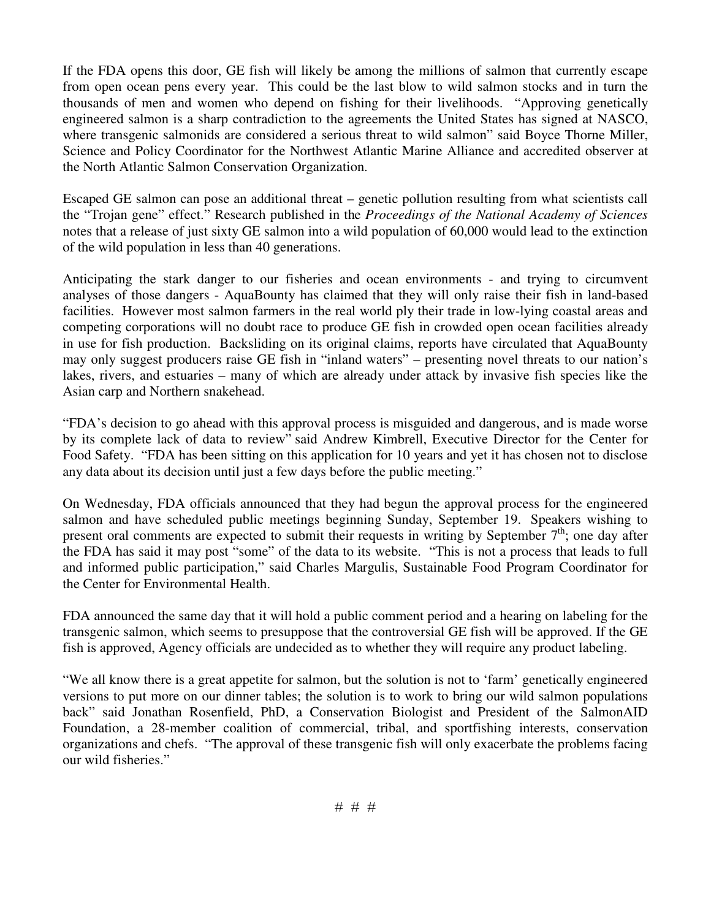If the FDA opens this door, GE fish will likely be among the millions of salmon that currently escape from open ocean pens every year. This could be the last blow to wild salmon stocks and in turn the thousands of men and women who depend on fishing for their livelihoods. "Approving genetically engineered salmon is a sharp contradiction to the agreements the United States has signed at NASCO, where transgenic salmonids are considered a serious threat to wild salmon" said Boyce Thorne Miller, Science and Policy Coordinator for the Northwest Atlantic Marine Alliance and accredited observer at the North Atlantic Salmon Conservation Organization.

Escaped GE salmon can pose an additional threat – genetic pollution resulting from what scientists call the "Trojan gene" effect." Research published in the *Proceedings of the National Academy of Sciences* notes that a release of just sixty GE salmon into a wild population of 60,000 would lead to the extinction of the wild population in less than 40 generations.

Anticipating the stark danger to our fisheries and ocean environments - and trying to circumvent analyses of those dangers - AquaBounty has claimed that they will only raise their fish in land-based facilities. However most salmon farmers in the real world ply their trade in low-lying coastal areas and competing corporations will no doubt race to produce GE fish in crowded open ocean facilities already in use for fish production. Backsliding on its original claims, reports have circulated that AquaBounty may only suggest producers raise GE fish in "inland waters" – presenting novel threats to our nation's lakes, rivers, and estuaries – many of which are already under attack by invasive fish species like the Asian carp and Northern snakehead.

"FDA's decision to go ahead with this approval process is misguided and dangerous, and is made worse by its complete lack of data to review" said Andrew Kimbrell, Executive Director for the Center for Food Safety. "FDA has been sitting on this application for 10 years and yet it has chosen not to disclose any data about its decision until just a few days before the public meeting."

On Wednesday, FDA officials announced that they had begun the approval process for the engineered salmon and have scheduled public meetings beginning Sunday, September 19. Speakers wishing to present oral comments are expected to submit their requests in writing by September 7th; one day after the FDA has said it may post "some" of the data to its website. "This is not a process that leads to full and informed public participation," said Charles Margulis, Sustainable Food Program Coordinator for the Center for Environmental Health.

FDA announced the same day that it will hold a public comment period and a hearing on labeling for the transgenic salmon, which seems to presuppose that the controversial GE fish will be approved. If the GE fish is approved, Agency officials are undecided as to whether they will require any product labeling.

"We all know there is a great appetite for salmon, but the solution is not to 'farm' genetically engineered versions to put more on our dinner tables; the solution is to work to bring our wild salmon populations back" said Jonathan Rosenfield, PhD, a Conservation Biologist and President of the SalmonAID Foundation, a 28-member coalition of commercial, tribal, and sportfishing interests, conservation organizations and chefs. "The approval of these transgenic fish will only exacerbate the problems facing our wild fisheries."

# # #